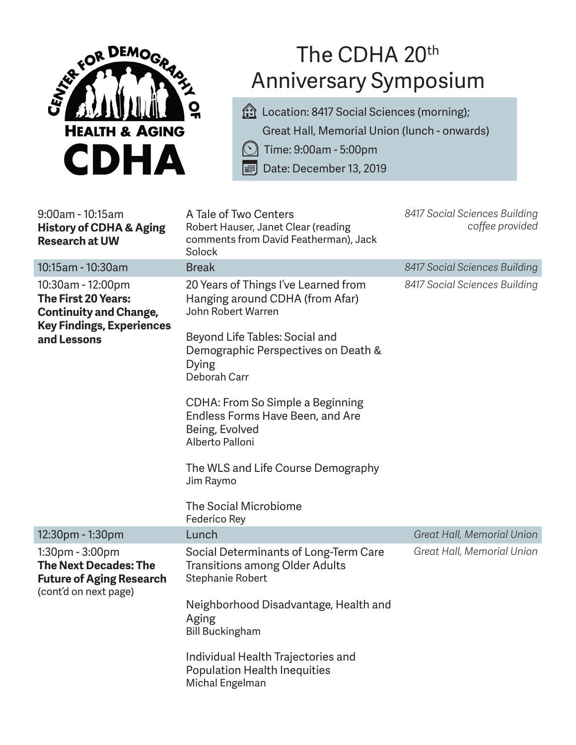CENTER FOR DEMOGRAPHY OF HEALTH & AGING

CDHA

# The CDHA 20th Anniversary Symposium

Location: 8417 Social Sciences (morning);
Great Hall, Memorial Union (lunch - onwards)

Time: 9:00am - 5:00pm

Date: December 13, 2019

| Time / Session | Talk / Speaker | Location |
|---|---|---|
| 9:00am - 10:15am **History of CDHA & Aging Research at UW** | A Tale of Two Centers<br>Robert Hauser, Janet Clear (reading comments from David Featherman), Jack Solock | *8417 Social Sciences Building coffee provided* |
| 10:15am - 10:30am | Break | *8417 Social Sciences Building* |
| 10:30am - 12:00pm **The First 20 Years: Continuity and Change, Key Findings, Experiences and Lessons** | 20 Years of Things I've Learned from Hanging around CDHA (from Afar)<br>John Robert Warren<br><br>Beyond Life Tables: Social and Demographic Perspectives on Death & Dying<br>Deborah Carr<br><br>CDHA: From So Simple a Beginning Endless Forms Have Been, and Are Being, Evolved<br>Alberto Palloni<br><br>The WLS and Life Course Demography<br>Jim Raymo<br><br>The Social Microbiome<br>Federico Rey | *8417 Social Sciences Building* |
| 12:30pm - 1:30pm | Lunch | *Great Hall, Memorial Union* |
| 1:30pm - 3:00pm **The Next Decades: The Future of Aging Research** (cont'd on next page) | Social Determinants of Long-Term Care Transitions among Older Adults<br>Stephanie Robert<br><br>Neighborhood Disadvantage, Health and Aging<br>Bill Buckingham<br><br>Individual Health Trajectories and Population Health Inequities<br>Michal Engelman | *Great Hall, Memorial Union* |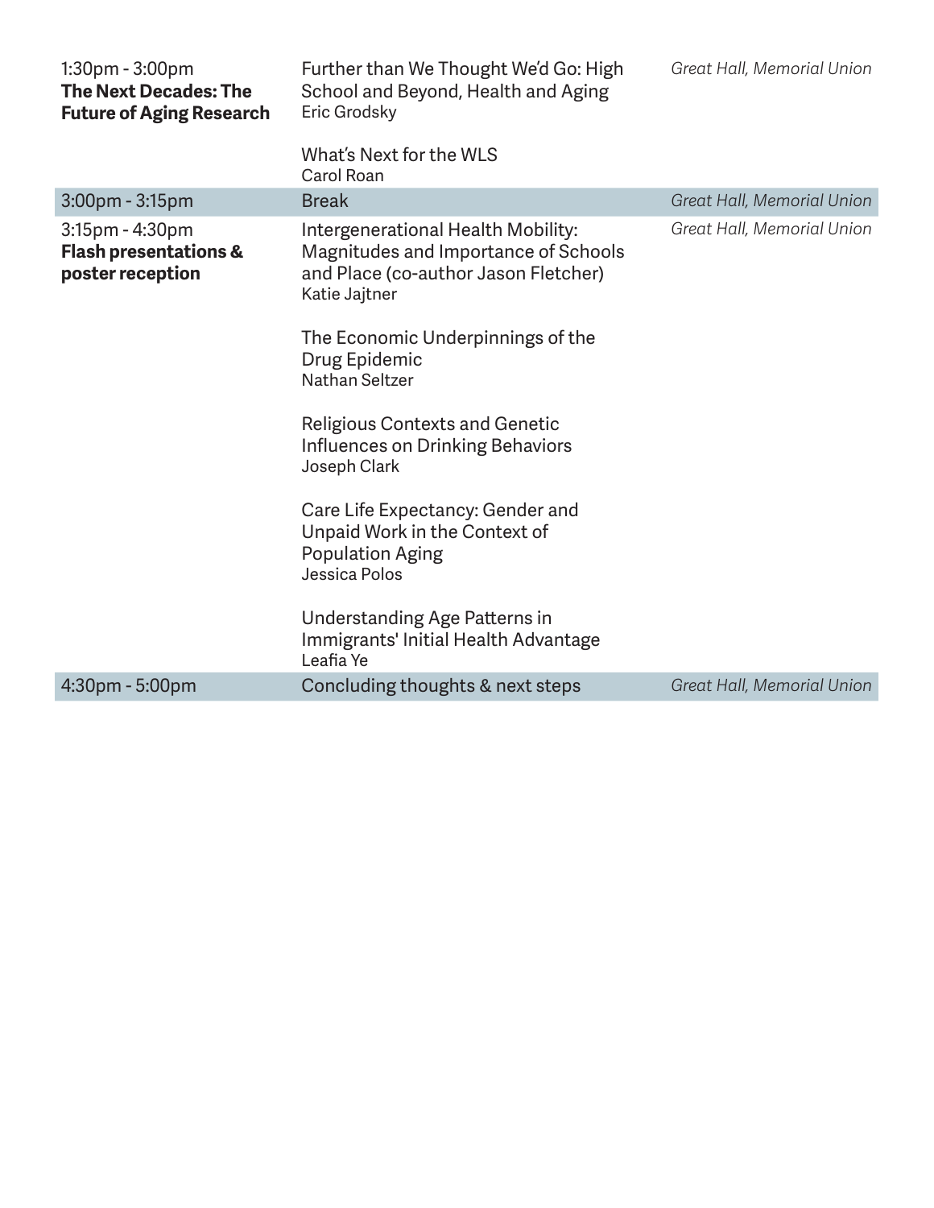| | | |
|---|---|---|
| 1:30pm - 3:00pm<br>**The Next Decades: The Future of Aging Research** | Further than We Thought We'd Go: High School and Beyond, Health and Aging<br>Eric Grodsky<br><br>What's Next for the WLS<br>Carol Roan | *Great Hall, Memorial Union* |
| 3:00pm - 3:15pm | Break | *Great Hall, Memorial Union* |
| 3:15pm - 4:30pm<br>**Flash presentations & poster reception** | Intergenerational Health Mobility: Magnitudes and Importance of Schools and Place (co-author Jason Fletcher)<br>Katie Jajtner<br><br>The Economic Underpinnings of the Drug Epidemic<br>Nathan Seltzer<br><br>Religious Contexts and Genetic Influences on Drinking Behaviors<br>Joseph Clark<br><br>Care Life Expectancy: Gender and Unpaid Work in the Context of Population Aging<br>Jessica Polos<br><br>Understanding Age Patterns in Immigrants' Initial Health Advantage<br>Leafia Ye | *Great Hall, Memorial Union* |
| 4:30pm - 5:00pm | Concluding thoughts & next steps | *Great Hall, Memorial Union* |